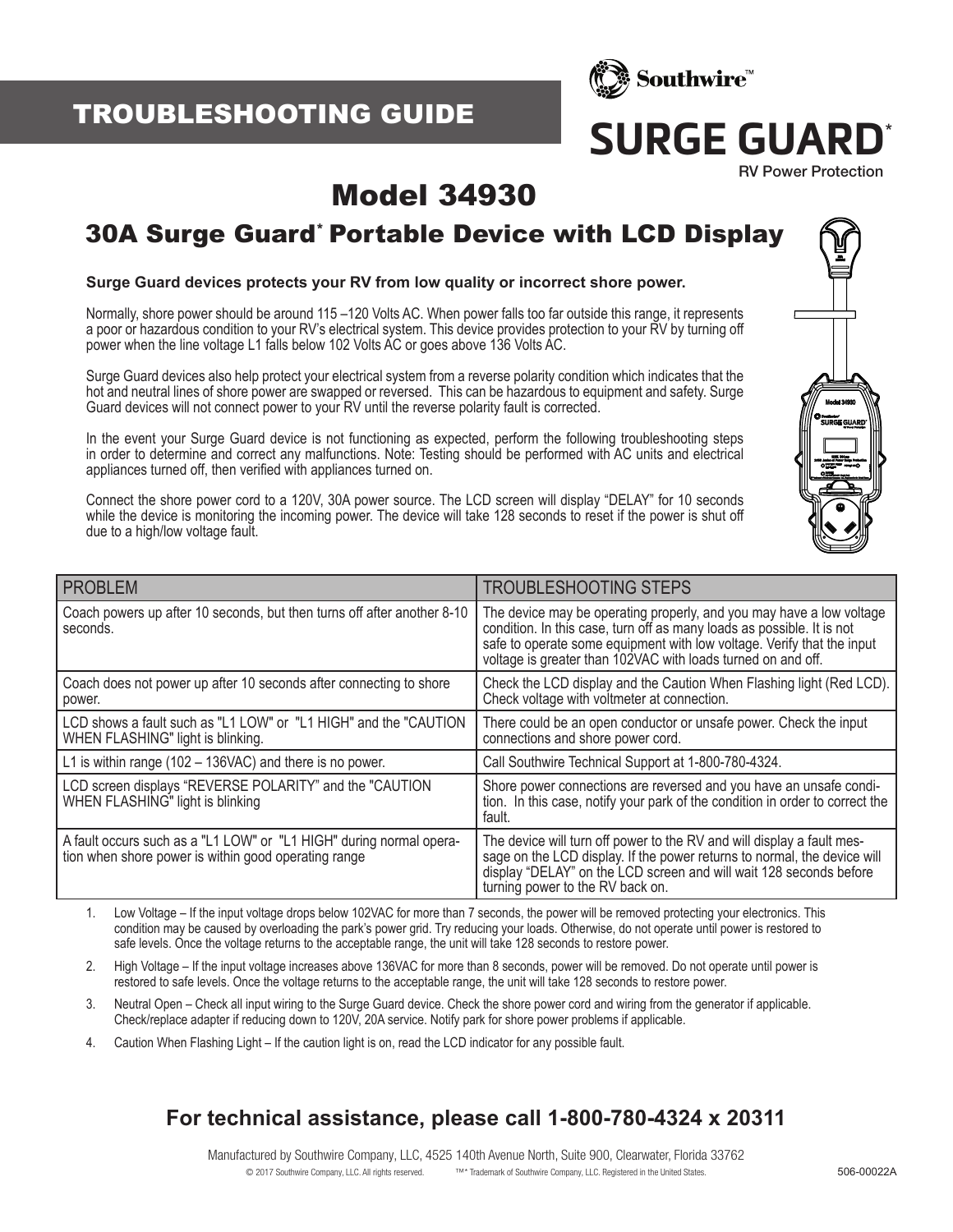## TROUBLESHOOTING GUIDE

Southwire™

**SURGE GUARD***

RV Power Protection

# Model 34930

## 30A Surge Guard* Portable Device with LCD Display

**Surge Guard devices protects your RV from low quality or incorrect shore power.**

Normally, shore power should be around 115 –120 Volts AC. When power falls too far outside this range, it represents a poor or hazardous condition to your RV's electrical system. This device provides protection to your RV by turning off power when the line voltage L1 falls below 102 Volts AC or goes above 136 Volts AC.

Surge Guard devices also help protect your electrical system from a reverse polarity condition which indicates that the hot and neutral lines of shore power are swapped or reversed. This can be hazardous to equipment and safety. Surge Guard devices will not connect power to your RV until the reverse polarity fault is corrected.

In the event your Surge Guard device is not functioning as expected, perform the following troubleshooting steps in order to determine and correct any malfunctions. Note: Testing should be performed with AC units and electrical appliances turned off, then verified with appliances turned on.

Connect the shore power cord to a 120V, 30A power source. The LCD screen will display "DELAY" for 10 seconds while the device is monitoring the incoming power. The device will take 128 seconds to reset if the power is shut off due to a high/low voltage fault.

| PROBLEM | TROUBLESHOOTING STEPS |
|---|---|
| Coach powers up after 10 seconds, but then turns off after another 8-10 seconds. | The device may be operating properly, and you may have a low voltage condition. In this case, turn off as many loads as possible. It is not safe to operate some equipment with low voltage. Verify that the input voltage is greater than 102VAC with loads turned on and off. |
| Coach does not power up after 10 seconds after connecting to shore power. | Check the LCD display and the Caution When Flashing light (Red LCD). Check voltage with voltmeter at connection. |
| LCD shows a fault such as "L1 LOW" or "L1 HIGH" and the "CAUTION WHEN FLASHING" light is blinking. | There could be an open conductor or unsafe power. Check the input connections and shore power cord. |
| L1 is within range (102 – 136VAC) and there is no power. | Call Southwire Technical Support at 1-800-780-4324. |
| LCD screen displays "REVERSE POLARITY" and the "CAUTION WHEN FLASHING" light is blinking | Shore power connections are reversed and you have an unsafe condition. In this case, notify your park of the condition in order to correct the fault. |
| A fault occurs such as a "L1 LOW" or "L1 HIGH" during normal operation when shore power is within good operating range | The device will turn off power to the RV and will display a fault message on the LCD display. If the power returns to normal, the device will display "DELAY" on the LCD screen and will wait 128 seconds before turning power to the RV back on. |

1. Low Voltage – If the input voltage drops below 102VAC for more than 7 seconds, the power will be removed protecting your electronics. This condition may be caused by overloading the park's power grid. Try reducing your loads. Otherwise, do not operate until power is restored to safe levels. Once the voltage returns to the acceptable range, the unit will take 128 seconds to restore power.
2. High Voltage – If the input voltage increases above 136VAC for more than 8 seconds, power will be removed. Do not operate until power is restored to safe levels. Once the voltage returns to the acceptable range, the unit will take 128 seconds to restore power.
3. Neutral Open – Check all input wiring to the Surge Guard device. Check the shore power cord and wiring from the generator if applicable. Check/replace adapter if reducing down to 120V, 20A service. Notify park for shore power problems if applicable.
4. Caution When Flashing Light – If the caution light is on, read the LCD indicator for any possible fault.

### For technical assistance, please call 1-800-780-4324 x 20311

Manufactured by Southwire Company, LLC, 4525 140th Avenue North, Suite 900, Clearwater, Florida 33762

© 2017 Southwire Company, LLC. All rights reserved. ™* Trademark of Southwire Company, LLC. Registered in the United States.

506-00022A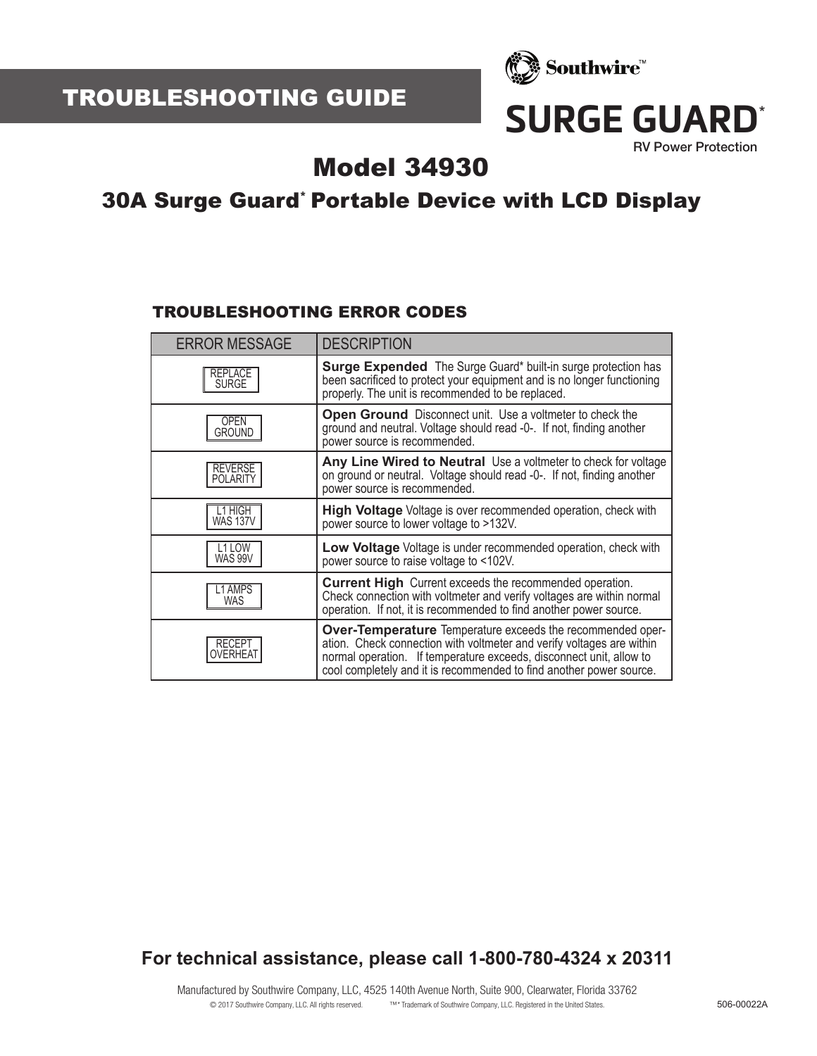# TROUBLESHOOTING GUIDE

Southwire™

**SURGE GUARD***

RV Power Protection

## Model 34930

### 30A Surge Guard* Portable Device with LCD Display

### TROUBLESHOOTING ERROR CODES

| ERROR MESSAGE | DESCRIPTION |
|---|---|
| REPLACE SURGE | **Surge Expended** The Surge Guard* built-in surge protection has been sacrificed to protect your equipment and is no longer functioning properly. The unit is recommended to be replaced. |
| OPEN GROUND | **Open Ground** Disconnect unit. Use a voltmeter to check the ground and neutral. Voltage should read -0-. If not, finding another power source is recommended. |
| REVERSE POLARITY | **Any Line Wired to Neutral** Use a voltmeter to check for voltage on ground or neutral. Voltage should read -0-. If not, finding another power source is recommended. |
| L1 HIGH WAS 137V | **High Voltage** Voltage is over recommended operation, check with power source to lower voltage to >132V. |
| L1 LOW WAS 99V | **Low Voltage** Voltage is under recommended operation, check with power source to raise voltage to <102V. |
| L1 AMPS WAS | **Current High** Current exceeds the recommended operation. Check connection with voltmeter and verify voltages are within normal operation. If not, it is recommended to find another power source. |
| RECEPT OVERHEAT | **Over-Temperature** Temperature exceeds the recommended operation. Check connection with voltmeter and verify voltages are within normal operation. If temperature exceeds, disconnect unit, allow to cool completely and it is recommended to find another power source. |

**For technical assistance, please call 1-800-780-4324 x 20311**

Manufactured by Southwire Company, LLC, 4525 140th Avenue North, Suite 900, Clearwater, Florida 33762

© 2017 Southwire Company, LLC. All rights reserved. ™* Trademark of Southwire Company, LLC. Registered in the United States.

506-00022A